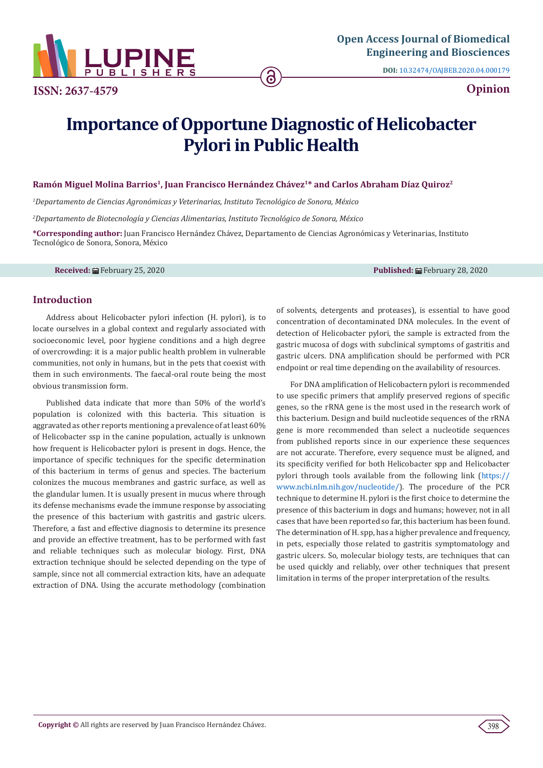Open Access Journal of Biomedical Engineering and Biosciences

DOI: 10.32474/OAJBEB.2020.04.000179

ISSN: 2637-4579

Opinion

# Importance of Opportune Diagnostic of Helicobacter Pylori in Public Health

**Ramón Miguel Molina Barrios[1], Juan Francisco Hernández Chávez[1]* and Carlos Abraham Díaz Quiroz[2]**

[1]*Departamento de Ciencias Agronómicas y Veterinarias, Instituto Tecnológico de Sonora, México*

[2]*Departamento de Biotecnología y Ciencias Alimentarias, Instituto Tecnológico de Sonora, México*

***Corresponding author:** Juan Francisco Hernández Chávez, Departamento de Ciencias Agronómicas y Veterinarias, Instituto Tecnológico de Sonora, Sonora, México

**Received:** February 25, 2020 **Published:** February 28, 2020

## Introduction

Address about Helicobacter pylori infection (H. pylori), is to locate ourselves in a global context and regularly associated with socioeconomic level, poor hygiene conditions and a high degree of overcrowding: it is a major public health problem in vulnerable communities, not only in humans, but in the pets that coexist with them in such environments. The faecal-oral route being the most obvious transmission form.

Published data indicate that more than 50% of the world's population is colonized with this bacteria. This situation is aggravated as other reports mentioning a prevalence of at least 60% of Helicobacter ssp in the canine population, actually is unknown how frequent is Helicobacter pylori is present in dogs. Hence, the importance of specific techniques for the specific determination of this bacterium in terms of genus and species. The bacterium colonizes the mucous membranes and gastric surface, as well as the glandular lumen. It is usually present in mucus where through its defense mechanisms evade the immune response by associating the presence of this bacterium with gastritis and gastric ulcers. Therefore, a fast and effective diagnosis to determine its presence and provide an effective treatment, has to be performed with fast and reliable techniques such as molecular biology. First, DNA extraction technique should be selected depending on the type of sample, since not all commercial extraction kits, have an adequate extraction of DNA. Using the accurate methodology (combination of solvents, detergents and proteases), is essential to have good concentration of decontaminated DNA molecules. In the event of detection of Helicobacter pylori, the sample is extracted from the gastric mucosa of dogs with subclinical symptoms of gastritis and gastric ulcers. DNA amplification should be performed with PCR endpoint or real time depending on the availability of resources.

For DNA amplification of Helicobactern pylori is recommended to use specific primers that amplify preserved regions of specific genes, so the rRNA gene is the most used in the research work of this bacterium. Design and build nucleotide sequences of the rRNA gene is more recommended than select a nucleotide sequences from published reports since in our experience these sequences are not accurate. Therefore, every sequence must be aligned, and its specificity verified for both Helicobacter spp and Helicobacter pylori through tools available from the following link (https://www.ncbi.nlm.nih.gov/nucleotide/). The procedure of the PCR technique to determine H. pylori is the first choice to determine the presence of this bacterium in dogs and humans; however, not in all cases that have been reported so far, this bacterium has been found. The determination of H. spp, has a higher prevalence and frequency, in pets, especially those related to gastritis symptomatology and gastric ulcers. So, molecular biology tests, are techniques that can be used quickly and reliably, over other techniques that present limitation in terms of the proper interpretation of the results.

**Copyright ©** All rights are reserved by Juan Francisco Hernández Chávez.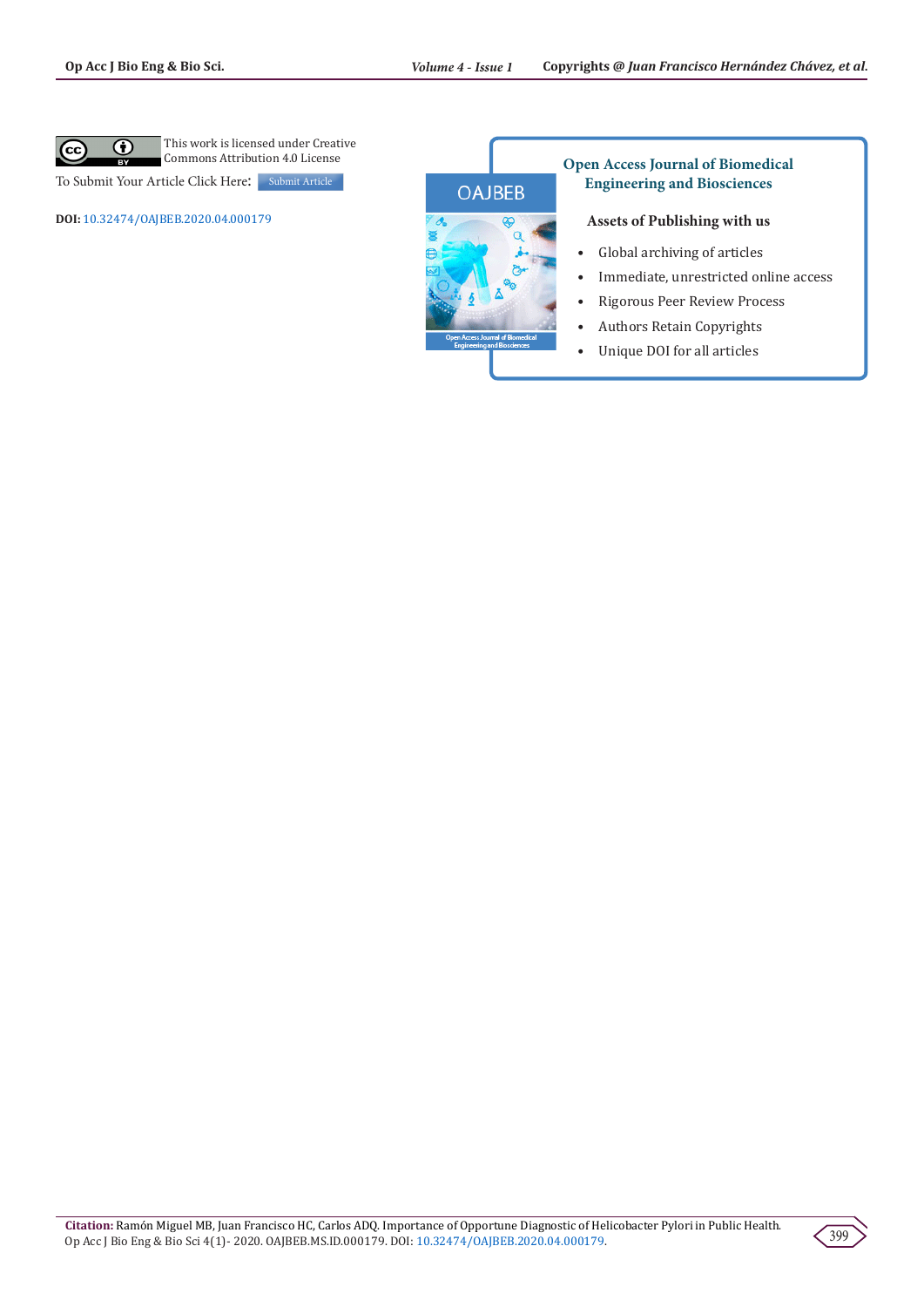This work is licensed under Creative Commons Attribution 4.0 License

To Submit Your Article Click Here: Submit Article

**DOI:** 10.32474/OAJBEB.2020.04.000179

OAJBEB

Open Access Journal of Biomedical Engineering and Biosciences

### Open Access Journal of Biomedical Engineering and Biosciences

**Assets of Publishing with us**

- Global archiving of articles
- Immediate, unrestricted online access
- Rigorous Peer Review Process
- Authors Retain Copyrights
- Unique DOI for all articles

**Citation:** Ramón Miguel MB, Juan Francisco HC, Carlos ADQ. Importance of Opportune Diagnostic of Helicobacter Pylori in Public Health. Op Acc J Bio Eng & Bio Sci 4(1)- 2020. OAJBEB.MS.ID.000179. DOI: 10.32474/OAJBEB.2020.04.000179.